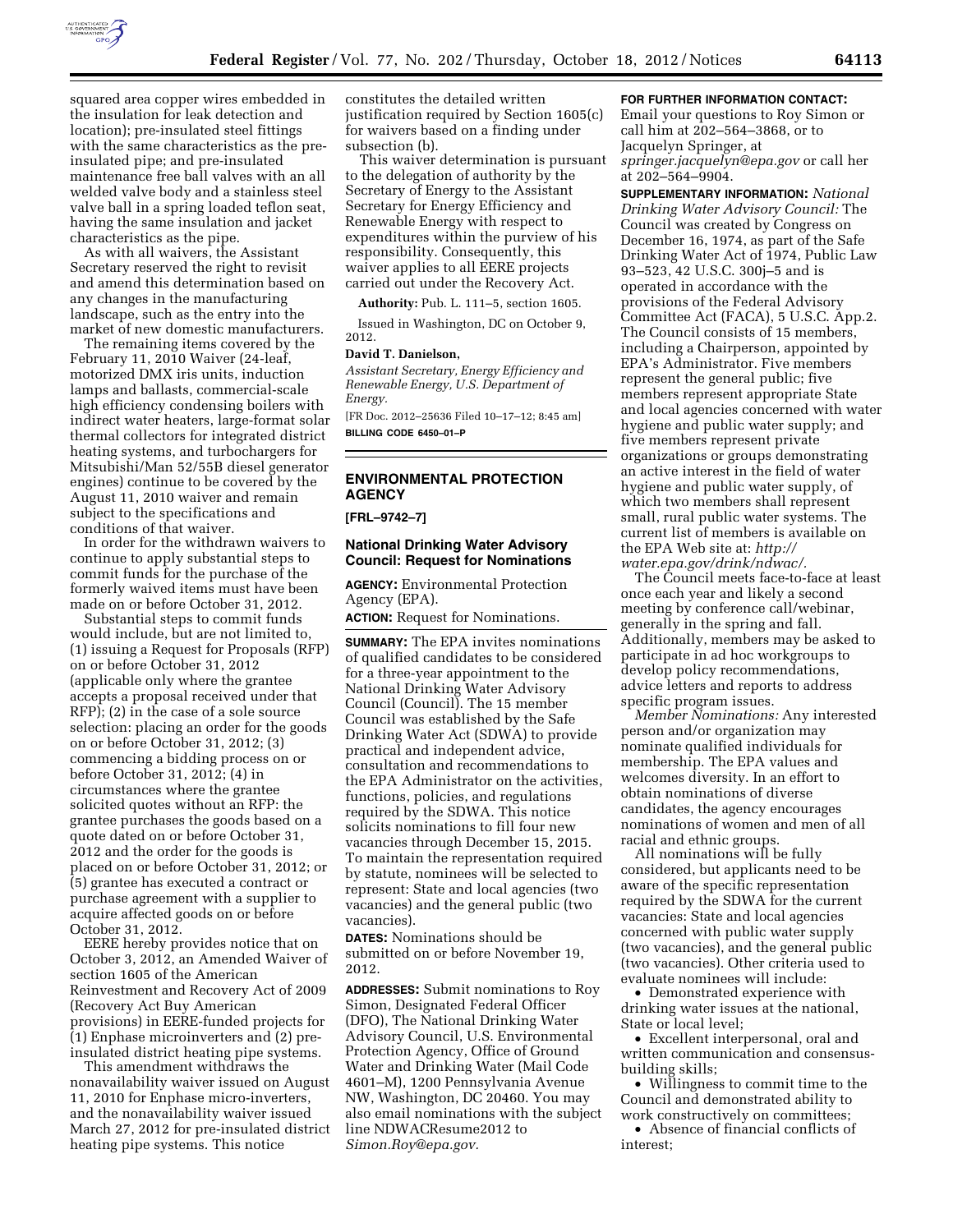squared area copper wires embedded in the insulation for leak detection and location); pre-insulated steel fittings with the same characteristics as the pre-insulated pipe; and pre-insulated maintenance free ball valves with an all welded valve body and a stainless steel valve ball in a spring loaded teflon seat, having the same insulation and jacket characteristics as the pipe.

As with all waivers, the Assistant Secretary reserved the right to revisit and amend this determination based on any changes in the manufacturing landscape, such as the entry into the market of new domestic manufacturers.

The remaining items covered by the February 11, 2010 Waiver (24-leaf, motorized DMX iris units, induction lamps and ballasts, commercial-scale high efficiency condensing boilers with indirect water heaters, large-format solar thermal collectors for integrated district heating systems, and turbochargers for Mitsubishi/Man 52/55B diesel generator engines) continue to be covered by the August 11, 2010 waiver and remain subject to the specifications and conditions of that waiver.

In order for the withdrawn waivers to continue to apply substantial steps to commit funds for the purchase of the formerly waived items must have been made on or before October 31, 2012.

Substantial steps to commit funds would include, but are not limited to, (1) issuing a Request for Proposals (RFP) on or before October 31, 2012 (applicable only where the grantee accepts a proposal received under that RFP); (2) in the case of a sole source selection: placing an order for the goods on or before October 31, 2012; (3) commencing a bidding process on or before October 31, 2012; (4) in circumstances where the grantee solicited quotes without an RFP: the grantee purchases the goods based on a quote dated on or before October 31, 2012 and the order for the goods is placed on or before October 31, 2012; or (5) grantee has executed a contract or purchase agreement with a supplier to acquire affected goods on or before October 31, 2012.

EERE hereby provides notice that on October 3, 2012, an Amended Waiver of section 1605 of the American Reinvestment and Recovery Act of 2009 (Recovery Act Buy American provisions) in EERE-funded projects for (1) Enphase microinverters and (2) pre-insulated district heating pipe systems.

This amendment withdraws the nonavailability waiver issued on August 11, 2010 for Enphase micro-inverters, and the nonavailability waiver issued March 27, 2012 for pre-insulated district heating pipe systems. This notice constitutes the detailed written justification required by Section 1605(c) for waivers based on a finding under subsection (b).

This waiver determination is pursuant to the delegation of authority by the Secretary of Energy to the Assistant Secretary for Energy Efficiency and Renewable Energy with respect to expenditures within the purview of his responsibility. Consequently, this waiver applies to all EERE projects carried out under the Recovery Act.

**Authority:** Pub. L. 111–5, section 1605.

Issued in Washington, DC on October 9, 2012.

**David T. Danielson,**

*Assistant Secretary, Energy Efficiency and Renewable Energy, U.S. Department of Energy.*

[FR Doc. 2012–25636 Filed 10–17–12; 8:45 am]

**BILLING CODE 6450–01–P**

## ENVIRONMENTAL PROTECTION AGENCY

**[FRL–9742–7]**

### National Drinking Water Advisory Council: Request for Nominations

**AGENCY:** Environmental Protection Agency (EPA).

**ACTION:** Request for Nominations.

**SUMMARY:** The EPA invites nominations of qualified candidates to be considered for a three-year appointment to the National Drinking Water Advisory Council (Council). The 15 member Council was established by the Safe Drinking Water Act (SDWA) to provide practical and independent advice, consultation and recommendations to the EPA Administrator on the activities, functions, policies, and regulations required by the SDWA. This notice solicits nominations to fill four new vacancies through December 15, 2015. To maintain the representation required by statute, nominees will be selected to represent: State and local agencies (two vacancies) and the general public (two vacancies).

**DATES:** Nominations should be submitted on or before November 19, 2012.

**ADDRESSES:** Submit nominations to Roy Simon, Designated Federal Officer (DFO), The National Drinking Water Advisory Council, U.S. Environmental Protection Agency, Office of Ground Water and Drinking Water (Mail Code 4601–M), 1200 Pennsylvania Avenue NW, Washington, DC 20460. You may also email nominations with the subject line NDWACResume2012 to *Simon.Roy@epa.gov.*

**FOR FURTHER INFORMATION CONTACT:** Email your questions to Roy Simon or call him at 202–564–3868, or to Jacquelyn Springer, at *springer.jacquelyn@epa.gov* or call her at 202–564–9904.

**SUPPLEMENTARY INFORMATION:** *National Drinking Water Advisory Council:* The Council was created by Congress on December 16, 1974, as part of the Safe Drinking Water Act of 1974, Public Law 93–523, 42 U.S.C. 300j–5 and is operated in accordance with the provisions of the Federal Advisory Committee Act (FACA), 5 U.S.C. App.2. The Council consists of 15 members, including a Chairperson, appointed by EPA's Administrator. Five members represent the general public; five members represent appropriate State and local agencies concerned with water hygiene and public water supply; and five members represent private organizations or groups demonstrating an active interest in the field of water hygiene and public water supply, of which two members shall represent small, rural public water systems. The current list of members is available on the EPA Web site at: *http://water.epa.gov/drink/ndwac/.*

The Council meets face-to-face at least once each year and likely a second meeting by conference call/webinar, generally in the spring and fall. Additionally, members may be asked to participate in ad hoc workgroups to develop policy recommendations, advice letters and reports to address specific program issues.

*Member Nominations:* Any interested person and/or organization may nominate qualified individuals for membership. The EPA values and welcomes diversity. In an effort to obtain nominations of diverse candidates, the agency encourages nominations of women and men of all racial and ethnic groups.

All nominations will be fully considered, but applicants need to be aware of the specific representation required by the SDWA for the current vacancies: State and local agencies concerned with public water supply (two vacancies), and the general public (two vacancies). Other criteria used to evaluate nominees will include:

- Demonstrated experience with drinking water issues at the national, State or local level;
- Excellent interpersonal, oral and written communication and consensus-building skills;
- Willingness to commit time to the Council and demonstrated ability to work constructively on committees;
- Absence of financial conflicts of interest;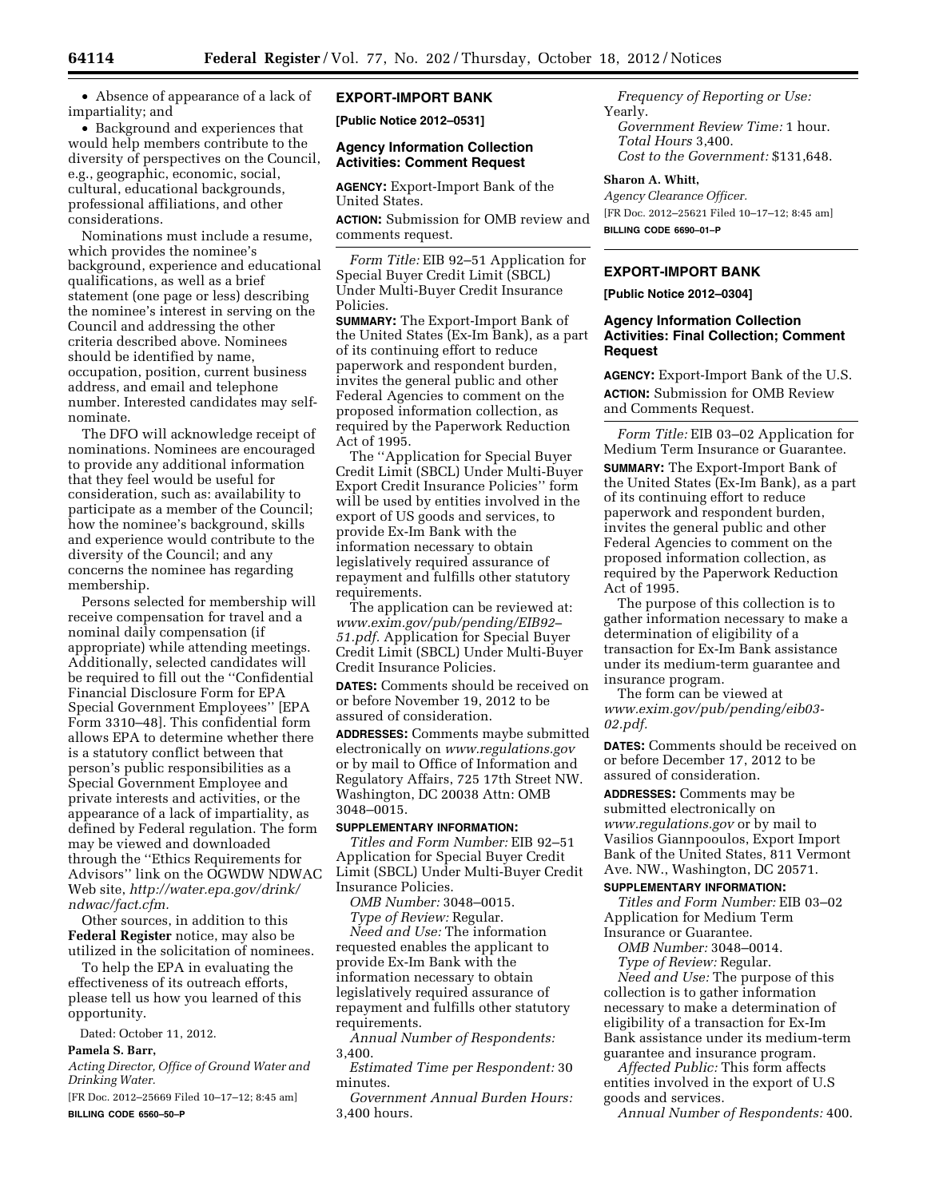- Absence of appearance of a lack of impartiality; and
- Background and experiences that would help members contribute to the diversity of perspectives on the Council, e.g., geographic, economic, social, cultural, educational backgrounds, professional affiliations, and other considerations.

Nominations must include a resume, which provides the nominee's background, experience and educational qualifications, as well as a brief statement (one page or less) describing the nominee's interest in serving on the Council and addressing the other criteria described above. Nominees should be identified by name, occupation, position, current business address, and email and telephone number. Interested candidates may self-nominate.

The DFO will acknowledge receipt of nominations. Nominees are encouraged to provide any additional information that they feel would be useful for consideration, such as: availability to participate as a member of the Council; how the nominee's background, skills and experience would contribute to the diversity of the Council; and any concerns the nominee has regarding membership.

Persons selected for membership will receive compensation for travel and a nominal daily compensation (if appropriate) while attending meetings. Additionally, selected candidates will be required to fill out the ''Confidential Financial Disclosure Form for EPA Special Government Employees'' [EPA Form 3310–48]. This confidential form allows EPA to determine whether there is a statutory conflict between that person's public responsibilities as a Special Government Employee and private interests and activities, or the appearance of a lack of impartiality, as defined by Federal regulation. The form may be viewed and downloaded through the ''Ethics Requirements for Advisors'' link on the OGWDW NDWAC Web site, *http://water.epa.gov/drink/ndwac/fact.cfm.*

Other sources, in addition to this **Federal Register** notice, may also be utilized in the solicitation of nominees.

To help the EPA in evaluating the effectiveness of its outreach efforts, please tell us how you learned of this opportunity.

Dated: October 11, 2012.

**Pamela S. Barr,**

*Acting Director, Office of Ground Water and Drinking Water.*

[FR Doc. 2012–25669 Filed 10–17–12; 8:45 am]

**BILLING CODE 6560–50–P**

## EXPORT-IMPORT BANK

**[Public Notice 2012–0531]**

### Agency Information Collection Activities: Comment Request

**AGENCY:** Export-Import Bank of the United States.

**ACTION:** Submission for OMB review and comments request.

*Form Title:* EIB 92–51 Application for Special Buyer Credit Limit (SBCL) Under Multi-Buyer Credit Insurance Policies.

**SUMMARY:** The Export-Import Bank of the United States (Ex-Im Bank), as a part of its continuing effort to reduce paperwork and respondent burden, invites the general public and other Federal Agencies to comment on the proposed information collection, as required by the Paperwork Reduction Act of 1995.

The ''Application for Special Buyer Credit Limit (SBCL) Under Multi-Buyer Export Credit Insurance Policies'' form will be used by entities involved in the export of US goods and services, to provide Ex-Im Bank with the information necessary to obtain legislatively required assurance of repayment and fulfills other statutory requirements.

The application can be reviewed at: *www.exim.gov/pub/pending/EIB92–51.pdf.* Application for Special Buyer Credit Limit (SBCL) Under Multi-Buyer Credit Insurance Policies.

**DATES:** Comments should be received on or before November 19, 2012 to be assured of consideration.

**ADDRESSES:** Comments maybe submitted electronically on *www.regulations.gov* or by mail to Office of Information and Regulatory Affairs, 725 17th Street NW. Washington, DC 20038 Attn: OMB 3048–0015.

**SUPPLEMENTARY INFORMATION:**

*Titles and Form Number:* EIB 92–51 Application for Special Buyer Credit Limit (SBCL) Under Multi-Buyer Credit Insurance Policies.

*OMB Number:* 3048–0015.

*Type of Review:* Regular.

*Need and Use:* The information requested enables the applicant to provide Ex-Im Bank with the information necessary to obtain legislatively required assurance of repayment and fulfills other statutory requirements.

*Annual Number of Respondents:* 3,400.

*Estimated Time per Respondent:* 30 minutes.

*Government Annual Burden Hours:* 3,400 hours.

*Frequency of Reporting or Use:* Yearly.

*Government Review Time:* 1 hour.

*Total Hours* 3,400.

*Cost to the Government:* $131,648.

**Sharon A. Whitt,**

*Agency Clearance Officer.*

[FR Doc. 2012–25621 Filed 10–17–12; 8:45 am]

**BILLING CODE 6690–01–P**

## EXPORT-IMPORT BANK

**[Public Notice 2012–0304]**

### Agency Information Collection Activities: Final Collection; Comment Request

**AGENCY:** Export-Import Bank of the U.S.

**ACTION:** Submission for OMB Review and Comments Request.

*Form Title:* EIB 03–02 Application for Medium Term Insurance or Guarantee.

**SUMMARY:** The Export-Import Bank of the United States (Ex-Im Bank), as a part of its continuing effort to reduce paperwork and respondent burden, invites the general public and other Federal Agencies to comment on the proposed information collection, as required by the Paperwork Reduction Act of 1995.

The purpose of this collection is to gather information necessary to make a determination of eligibility of a transaction for Ex-Im Bank assistance under its medium-term guarantee and insurance program.

The form can be viewed at *www.exim.gov/pub/pending/eib03-02.pdf.*

**DATES:** Comments should be received on or before December 17, 2012 to be assured of consideration.

**ADDRESSES:** Comments may be submitted electronically on *www.regulations.gov* or by mail to Vasilios Giannpooulos, Export Import Bank of the United States, 811 Vermont Ave. NW., Washington, DC 20571.

**SUPPLEMENTARY INFORMATION:**

*Titles and Form Number:* EIB 03–02 Application for Medium Term Insurance or Guarantee.

*OMB Number:* 3048–0014.

*Type of Review:* Regular.

*Need and Use:* The purpose of this collection is to gather information necessary to make a determination of eligibility of a transaction for Ex-Im Bank assistance under its medium-term guarantee and insurance program.

*Affected Public:* This form affects entities involved in the export of U.S goods and services.

*Annual Number of Respondents:* 400.